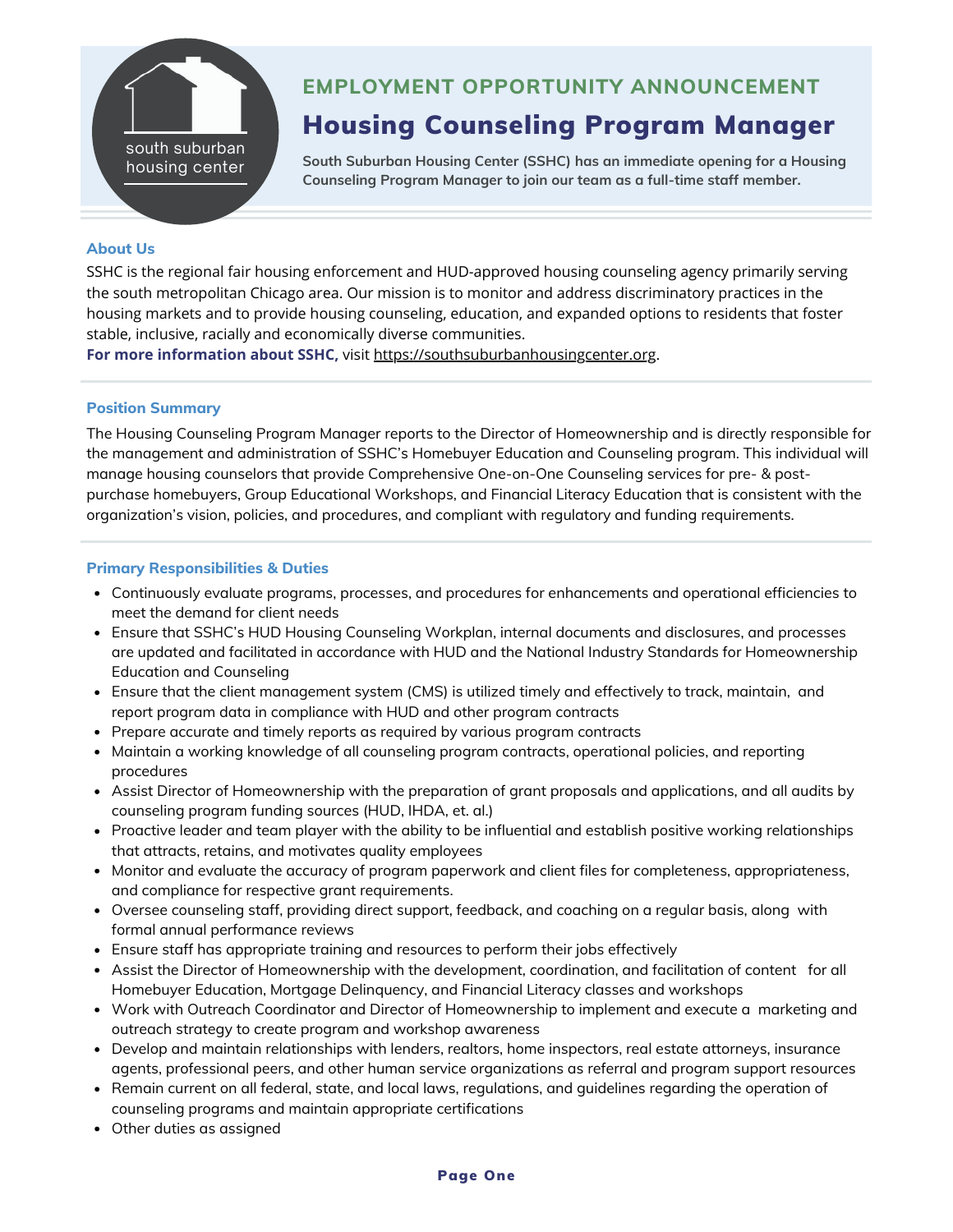south suburban housing center

## EMPLOYMENT OPPORTUNITY ANNOUNCEMENT

# Housing Counseling Program Manager

**South Suburban Housing Center (SSHC) has an immediate opening for a Housing Counseling Program Manager to join our team as a full-time staff member.**

### About Us

SSHC is the regional fair housing enforcement and HUD-approved housing counseling agency primarily serving the south metropolitan Chicago area. Our mission is to monitor and address discriminatory practices in the housing markets and to provide housing counseling, education, and expanded options to residents that foster stable, inclusive, racially and economically diverse communities.

**For more information about SSHC,** visit https://southsuburbanhousingcenter.org.

### Position Summary

The Housing Counseling Program Manager reports to the Director of Homeownership and is directly responsible for the management and administration of SSHC's Homebuyer Education and Counseling program. This individual will manage housing counselors that provide Comprehensive One-on-One Counseling services for pre- & post-purchase homebuyers, Group Educational Workshops, and Financial Literacy Education that is consistent with the organization's vision, policies, and procedures, and compliant with regulatory and funding requirements.

### Primary Responsibilities & Duties

- Continuously evaluate programs, processes, and procedures for enhancements and operational efficiencies to meet the demand for client needs
- Ensure that SSHC's HUD Housing Counseling Workplan, internal documents and disclosures, and processes are updated and facilitated in accordance with HUD and the National Industry Standards for Homeownership Education and Counseling
- Ensure that the client management system (CMS) is utilized timely and effectively to track, maintain, and report program data in compliance with HUD and other program contracts
- Prepare accurate and timely reports as required by various program contracts
- Maintain a working knowledge of all counseling program contracts, operational policies, and reporting procedures
- Assist Director of Homeownership with the preparation of grant proposals and applications, and all audits by counseling program funding sources (HUD, IHDA, et. al.)
- Proactive leader and team player with the ability to be influential and establish positive working relationships that attracts, retains, and motivates quality employees
- Monitor and evaluate the accuracy of program paperwork and client files for completeness, appropriateness, and compliance for respective grant requirements.
- Oversee counseling staff, providing direct support, feedback, and coaching on a regular basis, along with formal annual performance reviews
- Ensure staff has appropriate training and resources to perform their jobs effectively
- Assist the Director of Homeownership with the development, coordination, and facilitation of content for all Homebuyer Education, Mortgage Delinquency, and Financial Literacy classes and workshops
- Work with Outreach Coordinator and Director of Homeownership to implement and execute a marketing and outreach strategy to create program and workshop awareness
- Develop and maintain relationships with lenders, realtors, home inspectors, real estate attorneys, insurance agents, professional peers, and other human service organizations as referral and program support resources
- Remain current on all federal, state, and local laws, regulations, and guidelines regarding the operation of counseling programs and maintain appropriate certifications
- Other duties as assigned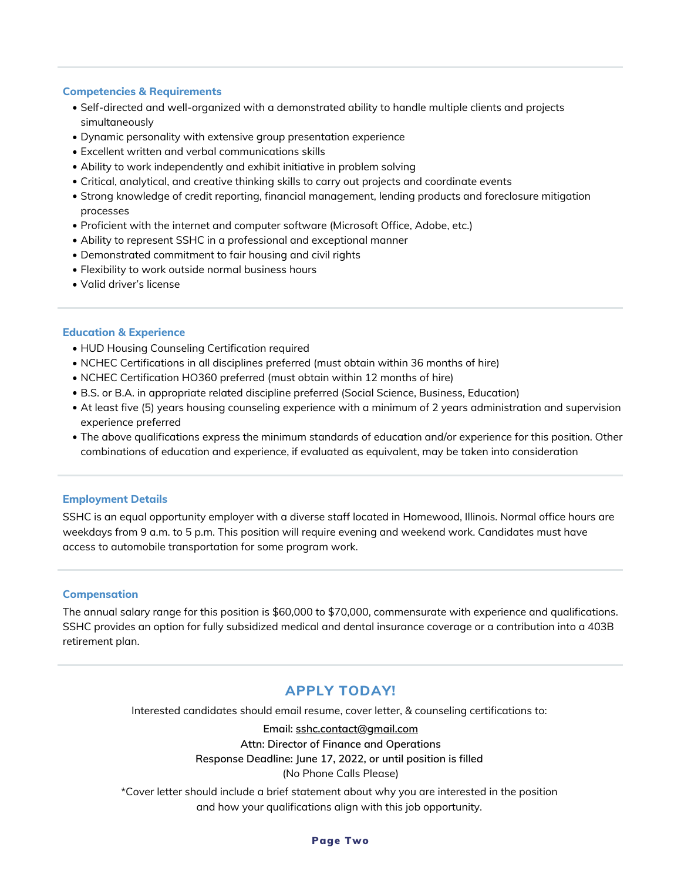## Competencies & Requirements

- Self-directed and well-organized with a demonstrated ability to handle multiple clients and projects simultaneously
- Dynamic personality with extensive group presentation experience
- Excellent written and verbal communications skills
- Ability to work independently and exhibit initiative in problem solving
- Critical, analytical, and creative thinking skills to carry out projects and coordinate events
- Strong knowledge of credit reporting, financial management, lending products and foreclosure mitigation processes
- Proficient with the internet and computer software (Microsoft Office, Adobe, etc.)
- Ability to represent SSHC in a professional and exceptional manner
- Demonstrated commitment to fair housing and civil rights
- Flexibility to work outside normal business hours
- Valid driver's license

## Education & Experience

- HUD Housing Counseling Certification required
- NCHEC Certifications in all disciplines preferred (must obtain within 36 months of hire)
- NCHEC Certification HO360 preferred (must obtain within 12 months of hire)
- B.S. or B.A. in appropriate related discipline preferred (Social Science, Business, Education)
- At least five (5) years housing counseling experience with a minimum of 2 years administration and supervision experience preferred
- The above qualifications express the minimum standards of education and/or experience for this position. Other combinations of education and experience, if evaluated as equivalent, may be taken into consideration

## Employment Details

SSHC is an equal opportunity employer with a diverse staff located in Homewood, Illinois. Normal office hours are weekdays from 9 a.m. to 5 p.m. This position will require evening and weekend work. Candidates must have access to automobile transportation for some program work.

## Compensation

The annual salary range for this position is $60,000 to $70,000, commensurate with experience and qualifications. SSHC provides an option for fully subsidized medical and dental insurance coverage or a contribution into a 403B retirement plan.

## APPLY TODAY!

Interested candidates should email resume, cover letter, & counseling certifications to:

**Email: sshc.contact@gmail.com**
**Attn: Director of Finance and Operations**
**Response Deadline: June 17, 2022, or until position is filled**
(No Phone Calls Please)

*Cover letter should include a brief statement about why you are interested in the position and how your qualifications align with this job opportunity.